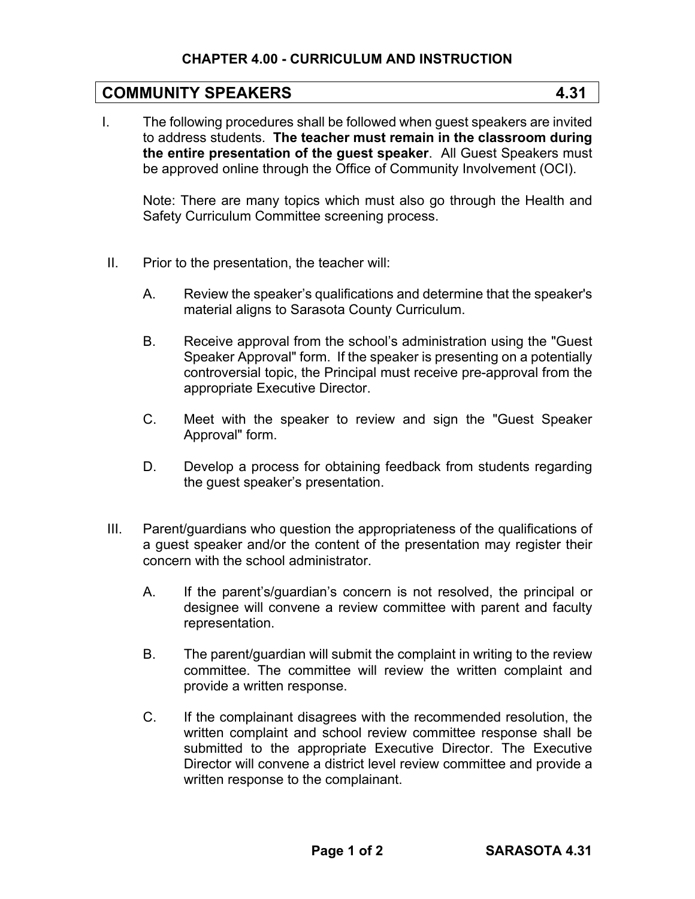## CHAPTER 4.00 - CURRICULUM AND INSTRUCTION

# COMMUNITY SPEAKERS 4.31

I. The following procedures shall be followed when guest speakers are invited to address students. **The teacher must remain in the classroom during the entire presentation of the guest speaker**. All Guest Speakers must be approved online through the Office of Community Involvement (OCI).

   Note: There are many topics which must also go through the Health and Safety Curriculum Committee screening process.

II. Prior to the presentation, the teacher will:

   A. Review the speaker's qualifications and determine that the speaker's material aligns to Sarasota County Curriculum.

   B. Receive approval from the school's administration using the "Guest Speaker Approval" form. If the speaker is presenting on a potentially controversial topic, the Principal must receive pre-approval from the appropriate Executive Director.

   C. Meet with the speaker to review and sign the "Guest Speaker Approval" form.

   D. Develop a process for obtaining feedback from students regarding the guest speaker's presentation.

III. Parent/guardians who question the appropriateness of the qualifications of a guest speaker and/or the content of the presentation may register their concern with the school administrator.

   A. If the parent's/guardian's concern is not resolved, the principal or designee will convene a review committee with parent and faculty representation.

   B. The parent/guardian will submit the complaint in writing to the review committee. The committee will review the written complaint and provide a written response.

   C. If the complainant disagrees with the recommended resolution, the written complaint and school review committee response shall be submitted to the appropriate Executive Director. The Executive Director will convene a district level review committee and provide a written response to the complainant.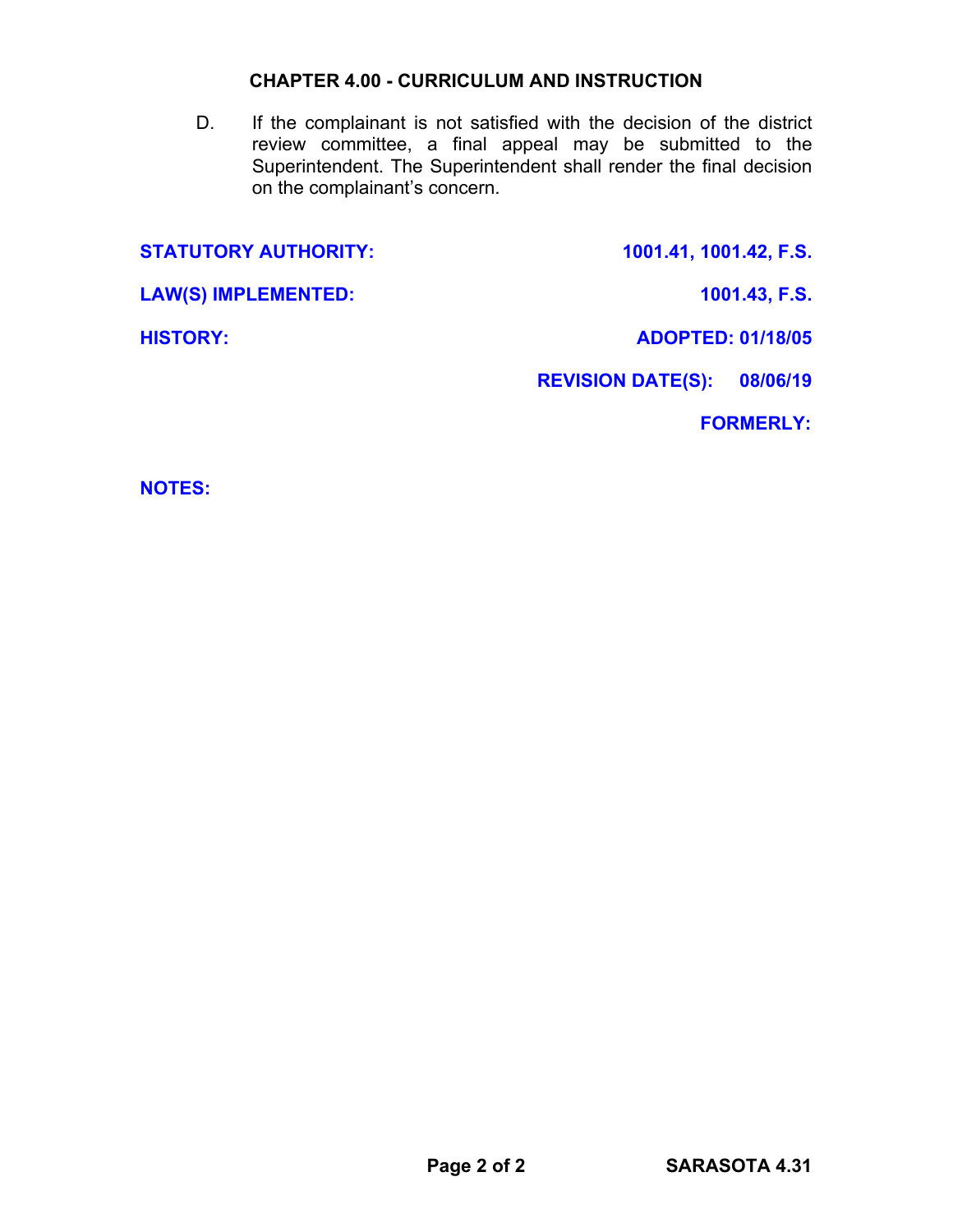**CHAPTER 4.00 - CURRICULUM AND INSTRUCTION**

D. If the complainant is not satisfied with the decision of the district review committee, a final appeal may be submitted to the Superintendent. The Superintendent shall render the final decision on the complainant's concern.

**STATUTORY AUTHORITY:** **1001.41, 1001.42, F.S.**

**LAW(S) IMPLEMENTED:** **1001.43, F.S.**

**HISTORY:** **ADOPTED: 01/18/05**

**REVISION DATE(S): 08/06/19**

**FORMERLY:**

**NOTES:**